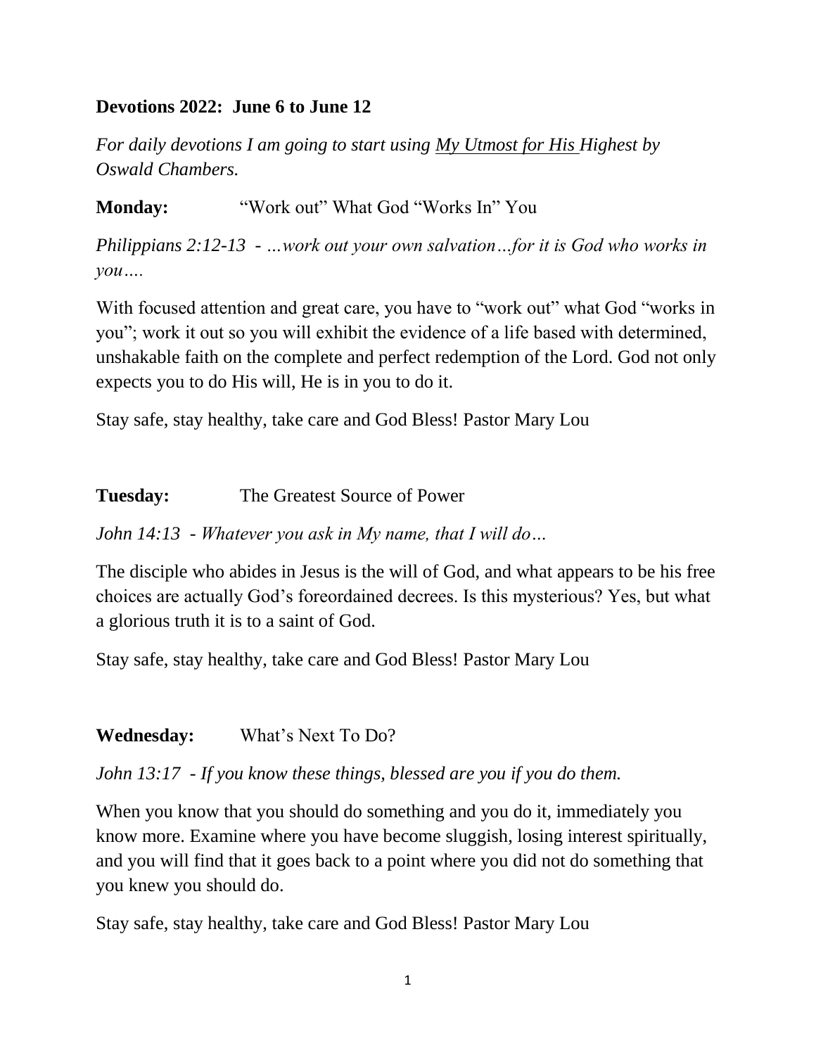**Devotions 2022: June 6 to June 12**

*For daily devotions I am going to start using My Utmost for His Highest by Oswald Chambers.*

**Monday:** "Work out" What God "Works In" You

*Philippians 2:12-13 - …work out your own salvation…for it is God who works in you….*

With focused attention and great care, you have to "work out" what God "works in you"; work it out so you will exhibit the evidence of a life based with determined, unshakable faith on the complete and perfect redemption of the Lord. God not only expects you to do His will, He is in you to do it.

Stay safe, stay healthy, take care and God Bless! Pastor Mary Lou

**Tuesday:** The Greatest Source of Power

*John 14:13 - Whatever you ask in My name, that I will do…*

The disciple who abides in Jesus is the will of God, and what appears to be his free choices are actually God's foreordained decrees. Is this mysterious? Yes, but what a glorious truth it is to a saint of God.

Stay safe, stay healthy, take care and God Bless! Pastor Mary Lou

**Wednesday:** What's Next To Do?

*John 13:17 - If you know these things, blessed are you if you do them.*

When you know that you should do something and you do it, immediately you know more. Examine where you have become sluggish, losing interest spiritually, and you will find that it goes back to a point where you did not do something that you knew you should do.

Stay safe, stay healthy, take care and God Bless! Pastor Mary Lou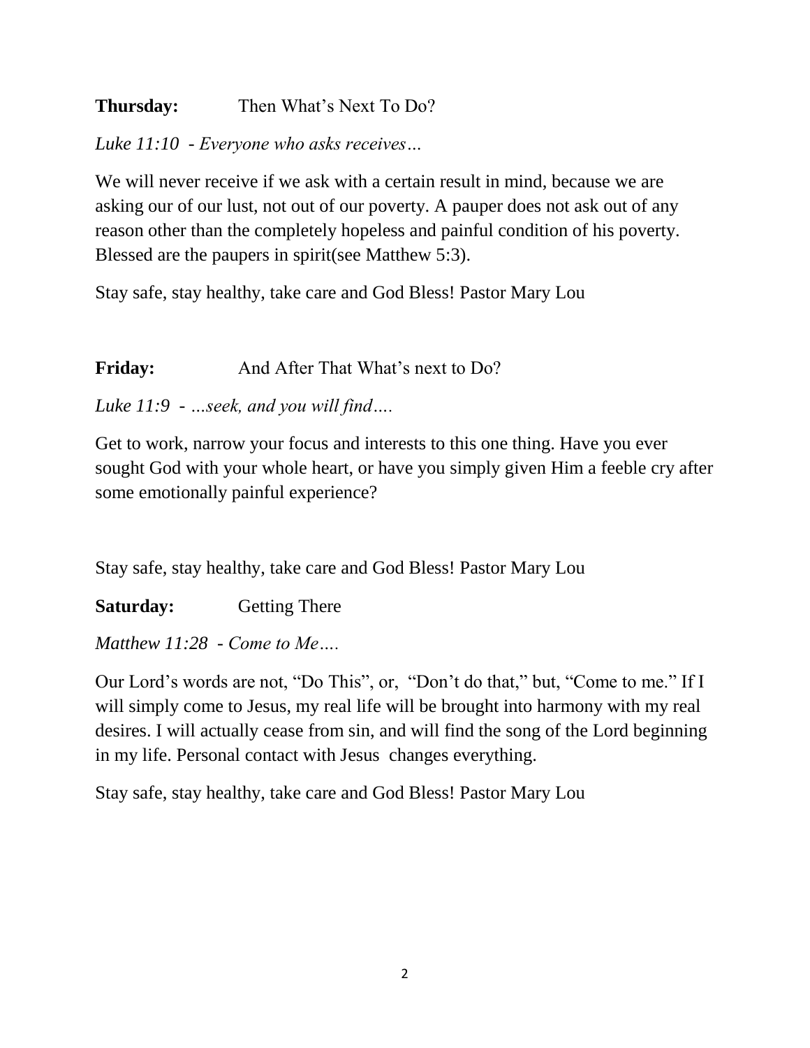**Thursday:** Then What's Next To Do?

*Luke 11:10 - Everyone who asks receives…*

We will never receive if we ask with a certain result in mind, because we are asking our of our lust, not out of our poverty. A pauper does not ask out of any reason other than the completely hopeless and painful condition of his poverty. Blessed are the paupers in spirit(see Matthew 5:3).

Stay safe, stay healthy, take care and God Bless! Pastor Mary Lou

**Friday:** And After That What's next to Do?

*Luke 11:9 - …seek, and you will find….*

Get to work, narrow your focus and interests to this one thing. Have you ever sought God with your whole heart, or have you simply given Him a feeble cry after some emotionally painful experience?

Stay safe, stay healthy, take care and God Bless! Pastor Mary Lou

**Saturday:** Getting There

*Matthew 11:28 - Come to Me….*

Our Lord's words are not, "Do This", or, "Don't do that," but, "Come to me." If I will simply come to Jesus, my real life will be brought into harmony with my real desires. I will actually cease from sin, and will find the song of the Lord beginning in my life. Personal contact with Jesus changes everything.

Stay safe, stay healthy, take care and God Bless! Pastor Mary Lou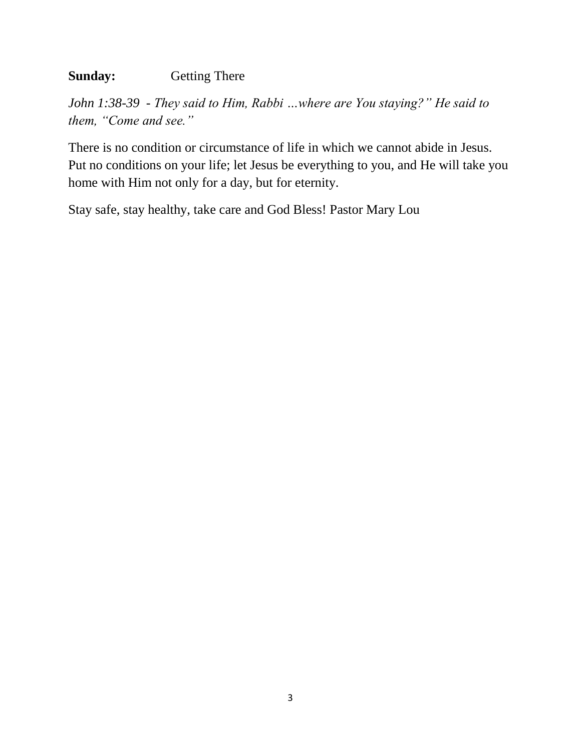**Sunday:** Getting There

*John 1:38-39 - They said to Him, Rabbi …where are You staying?" He said to them, "Come and see."*

There is no condition or circumstance of life in which we cannot abide in Jesus. Put no conditions on your life; let Jesus be everything to you, and He will take you home with Him not only for a day, but for eternity.

Stay safe, stay healthy, take care and God Bless! Pastor Mary Lou